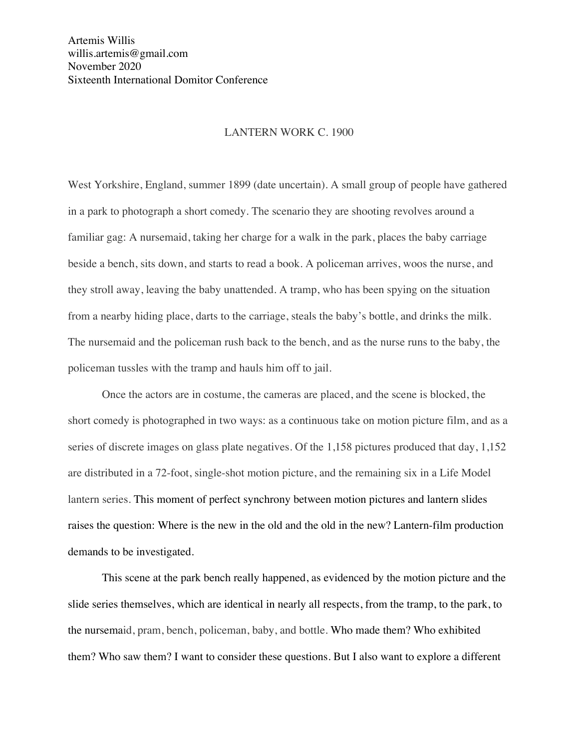Artemis Willis
willis.artemis@gmail.com
November 2020
Sixteenth International Domitor Conference

# LANTERN WORK C. 1900

West Yorkshire, England, summer 1899 (date uncertain). A small group of people have gathered in a park to photograph a short comedy. The scenario they are shooting revolves around a familiar gag: A nursemaid, taking her charge for a walk in the park, places the baby carriage beside a bench, sits down, and starts to read a book. A policeman arrives, woos the nurse, and they stroll away, leaving the baby unattended. A tramp, who has been spying on the situation from a nearby hiding place, darts to the carriage, steals the baby's bottle, and drinks the milk. The nursemaid and the policeman rush back to the bench, and as the nurse runs to the baby, the policeman tussles with the tramp and hauls him off to jail.

Once the actors are in costume, the cameras are placed, and the scene is blocked, the short comedy is photographed in two ways: as a continuous take on motion picture film, and as a series of discrete images on glass plate negatives. Of the 1,158 pictures produced that day, 1,152 are distributed in a 72-foot, single-shot motion picture, and the remaining six in a Life Model lantern series. This moment of perfect synchrony between motion pictures and lantern slides raises the question: Where is the new in the old and the old in the new? Lantern-film production demands to be investigated.

This scene at the park bench really happened, as evidenced by the motion picture and the slide series themselves, which are identical in nearly all respects, from the tramp, to the park, to the nursemaid, pram, bench, policeman, baby, and bottle. Who made them? Who exhibited them? Who saw them? I want to consider these questions. But I also want to explore a different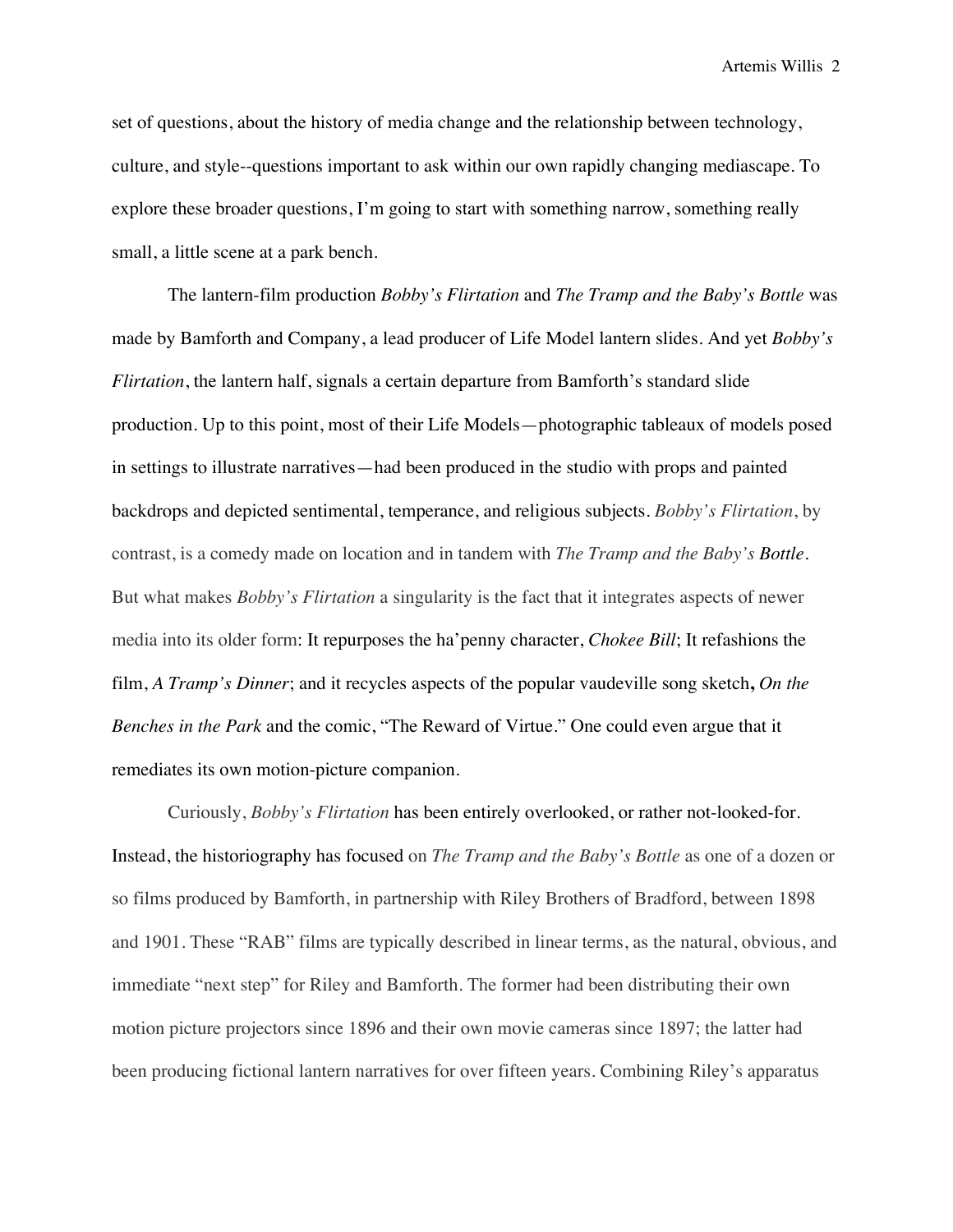set of questions, about the history of media change and the relationship between technology, culture, and style--questions important to ask within our own rapidly changing mediascape. To explore these broader questions, I'm going to start with something narrow, something really small, a little scene at a park bench.

The lantern-film production *Bobby's Flirtation* and *The Tramp and the Baby's Bottle* was made by Bamforth and Company, a lead producer of Life Model lantern slides. And yet *Bobby's Flirtation*, the lantern half, signals a certain departure from Bamforth's standard slide production. Up to this point, most of their Life Models—photographic tableaux of models posed in settings to illustrate narratives—had been produced in the studio with props and painted backdrops and depicted sentimental, temperance, and religious subjects. *Bobby's Flirtation*, by contrast, is a comedy made on location and in tandem with *The Tramp and the Baby's* ***Bottle***. But what makes *Bobby's Flirtation* a singularity is the fact that it integrates aspects of newer media into its older form: It repurposes the ha'penny character, *Chokee Bill*; It refashions the film, *A Tramp's Dinner*; and it recycles aspects of the popular vaudeville song sketch**,** *On the Benches in the Park* and the comic, "The Reward of Virtue." One could even argue that it remediates its own motion-picture companion.

Curiously, *Bobby's Flirtation* has been entirely overlooked, or rather not-looked-for. Instead, the historiography has focused on *The Tramp and the Baby's Bottle* as one of a dozen or so films produced by Bamforth, in partnership with Riley Brothers of Bradford, between 1898 and 1901. These "RAB" films are typically described in linear terms, as the natural, obvious, and immediate "next step" for Riley and Bamforth. The former had been distributing their own motion picture projectors since 1896 and their own movie cameras since 1897; the latter had been producing fictional lantern narratives for over fifteen years. Combining Riley's apparatus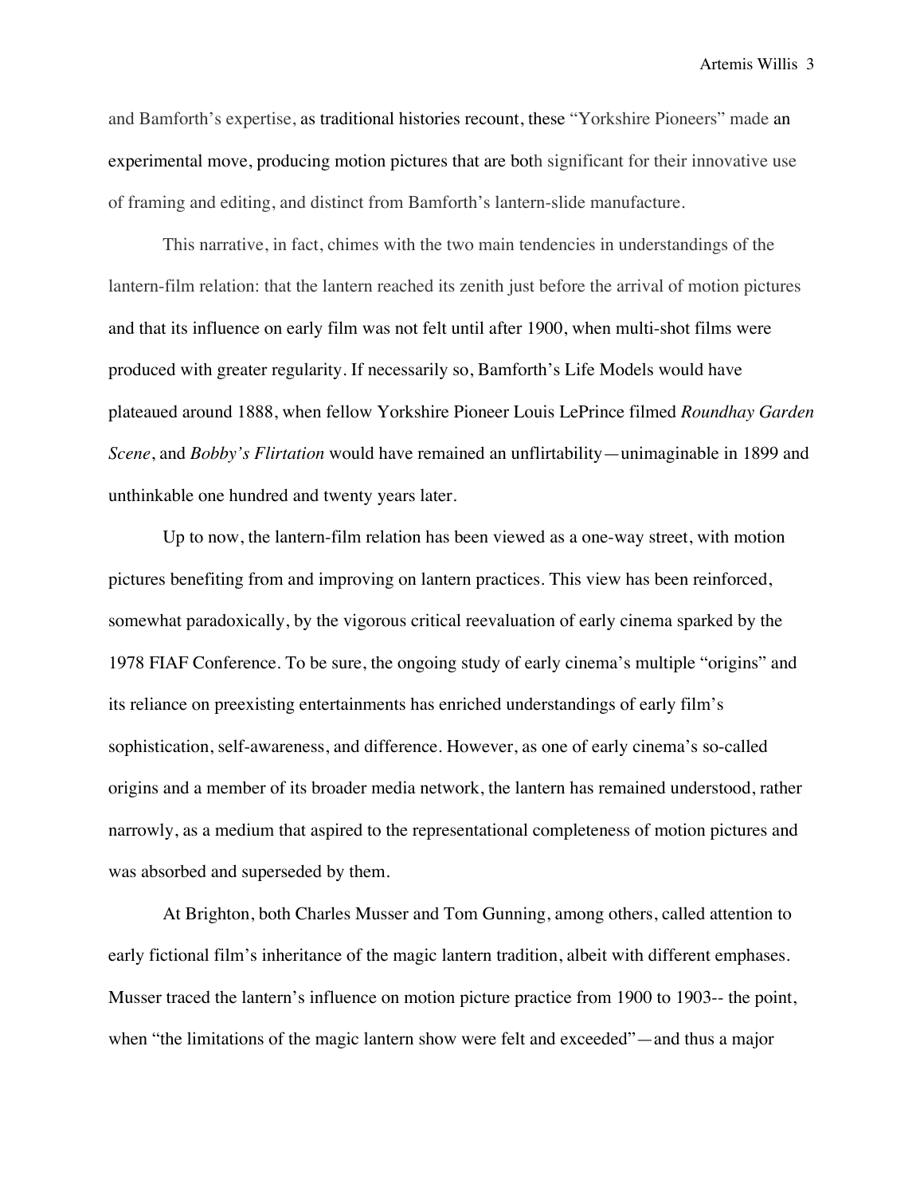and Bamforth's expertise, as traditional histories recount, these "Yorkshire Pioneers" made an experimental move, producing motion pictures that are both significant for their innovative use of framing and editing, and distinct from Bamforth's lantern-slide manufacture.

This narrative, in fact, chimes with the two main tendencies in understandings of the lantern-film relation: that the lantern reached its zenith just before the arrival of motion pictures and that its influence on early film was not felt until after 1900, when multi-shot films were produced with greater regularity. If necessarily so, Bamforth's Life Models would have plateaued around 1888, when fellow Yorkshire Pioneer Louis LePrince filmed *Roundhay Garden Scene*, and *Bobby's Flirtation* would have remained an unflirtability—unimaginable in 1899 and unthinkable one hundred and twenty years later.

Up to now, the lantern-film relation has been viewed as a one-way street, with motion pictures benefiting from and improving on lantern practices. This view has been reinforced, somewhat paradoxically, by the vigorous critical reevaluation of early cinema sparked by the 1978 FIAF Conference. To be sure, the ongoing study of early cinema's multiple "origins" and its reliance on preexisting entertainments has enriched understandings of early film's sophistication, self-awareness, and difference. However, as one of early cinema's so-called origins and a member of its broader media network, the lantern has remained understood, rather narrowly, as a medium that aspired to the representational completeness of motion pictures and was absorbed and superseded by them.

At Brighton, both Charles Musser and Tom Gunning, among others, called attention to early fictional film's inheritance of the magic lantern tradition, albeit with different emphases. Musser traced the lantern's influence on motion picture practice from 1900 to 1903-- the point, when "the limitations of the magic lantern show were felt and exceeded"—and thus a major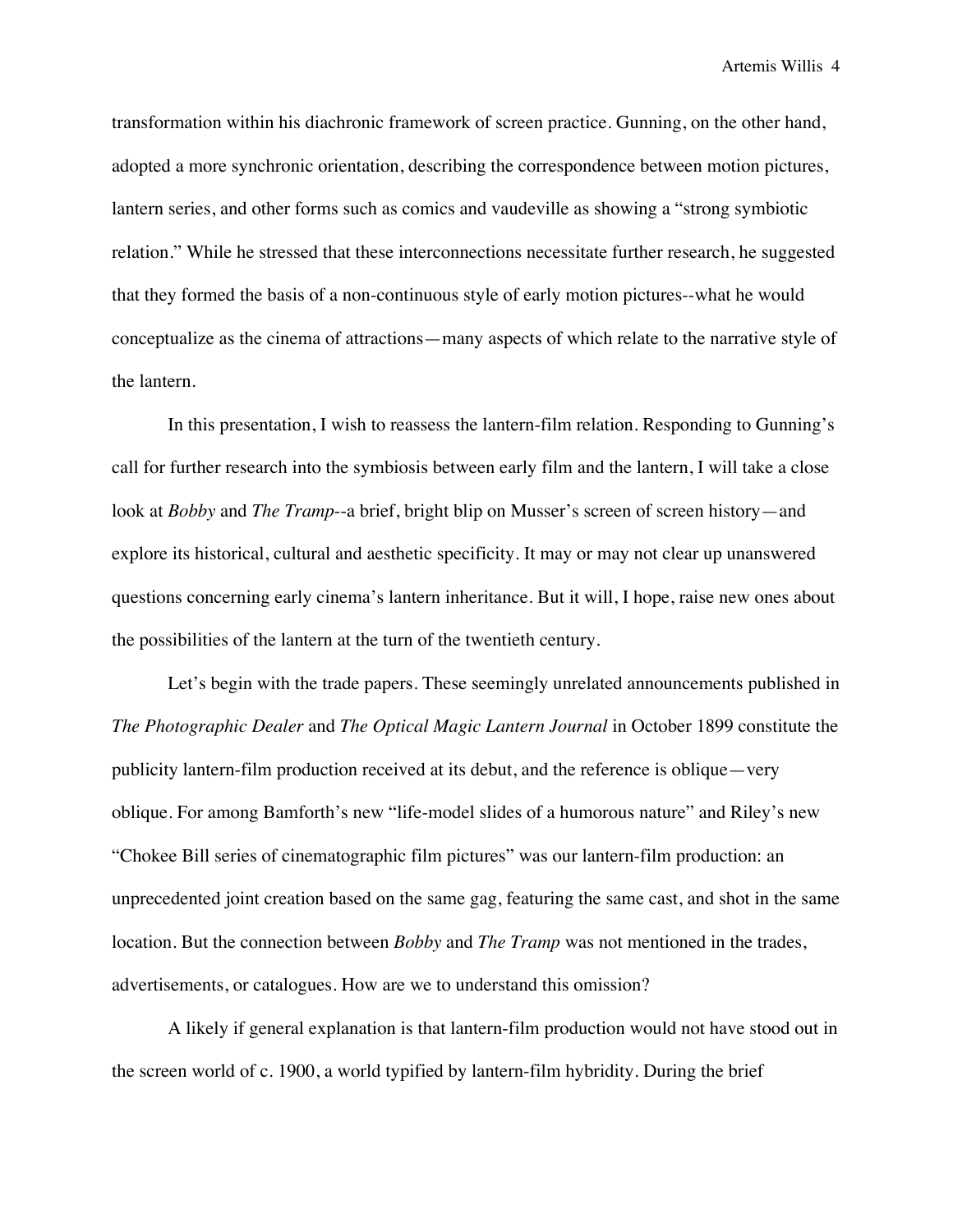transformation within his diachronic framework of screen practice. Gunning, on the other hand, adopted a more synchronic orientation, describing the correspondence between motion pictures, lantern series, and other forms such as comics and vaudeville as showing a "strong symbiotic relation." While he stressed that these interconnections necessitate further research, he suggested that they formed the basis of a non-continuous style of early motion pictures--what he would conceptualize as the cinema of attractions—many aspects of which relate to the narrative style of the lantern.

In this presentation, I wish to reassess the lantern-film relation. Responding to Gunning's call for further research into the symbiosis between early film and the lantern, I will take a close look at *Bobby* and *The Tramp*--a brief, bright blip on Musser's screen of screen history—and explore its historical, cultural and aesthetic specificity. It may or may not clear up unanswered questions concerning early cinema's lantern inheritance. But it will, I hope, raise new ones about the possibilities of the lantern at the turn of the twentieth century.

Let's begin with the trade papers. These seemingly unrelated announcements published in *The Photographic Dealer* and *The Optical Magic Lantern Journal* in October 1899 constitute the publicity lantern-film production received at its debut, and the reference is oblique—very oblique. For among Bamforth's new "life-model slides of a humorous nature" and Riley's new "Chokee Bill series of cinematographic film pictures" was our lantern-film production: an unprecedented joint creation based on the same gag, featuring the same cast, and shot in the same location. But the connection between *Bobby* and *The Tramp* was not mentioned in the trades, advertisements, or catalogues. How are we to understand this omission?

A likely if general explanation is that lantern-film production would not have stood out in the screen world of c. 1900, a world typified by lantern-film hybridity. During the brief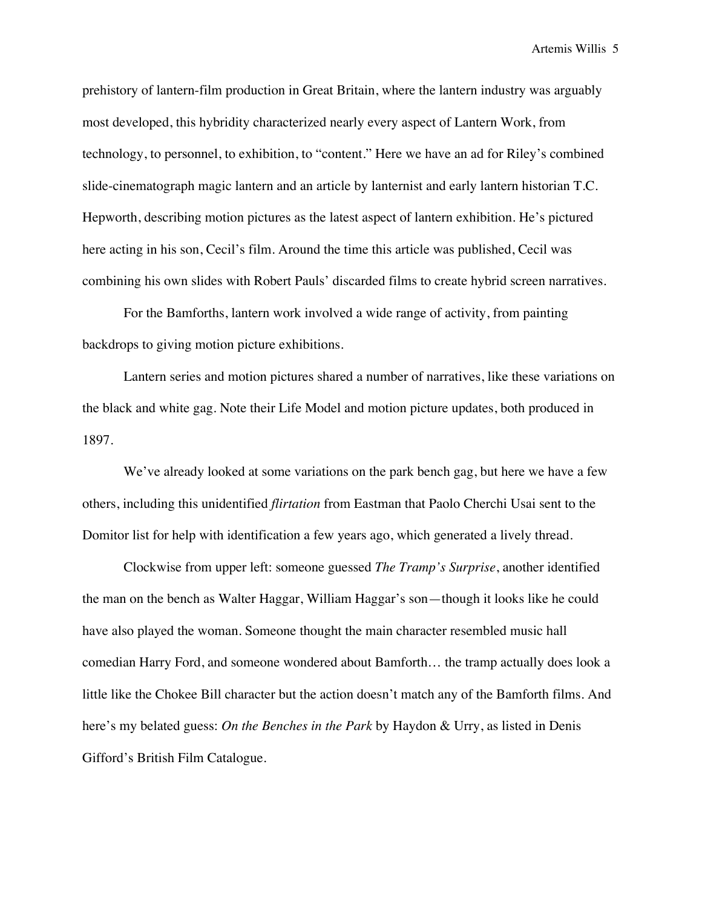prehistory of lantern-film production in Great Britain, where the lantern industry was arguably most developed, this hybridity characterized nearly every aspect of Lantern Work, from technology, to personnel, to exhibition, to "content." Here we have an ad for Riley's combined slide-cinematograph magic lantern and an article by lanternist and early lantern historian T.C. Hepworth, describing motion pictures as the latest aspect of lantern exhibition. He's pictured here acting in his son, Cecil's film. Around the time this article was published, Cecil was combining his own slides with Robert Pauls' discarded films to create hybrid screen narratives.

For the Bamforths, lantern work involved a wide range of activity, from painting backdrops to giving motion picture exhibitions.

Lantern series and motion pictures shared a number of narratives, like these variations on the black and white gag. Note their Life Model and motion picture updates, both produced in 1897.

We've already looked at some variations on the park bench gag, but here we have a few others, including this unidentified *flirtation* from Eastman that Paolo Cherchi Usai sent to the Domitor list for help with identification a few years ago, which generated a lively thread.

Clockwise from upper left: someone guessed *The Tramp's Surprise*, another identified the man on the bench as Walter Haggar, William Haggar's son—though it looks like he could have also played the woman. Someone thought the main character resembled music hall comedian Harry Ford, and someone wondered about Bamforth… the tramp actually does look a little like the Chokee Bill character but the action doesn't match any of the Bamforth films. And here's my belated guess: *On the Benches in the Park* by Haydon & Urry, as listed in Denis Gifford's British Film Catalogue.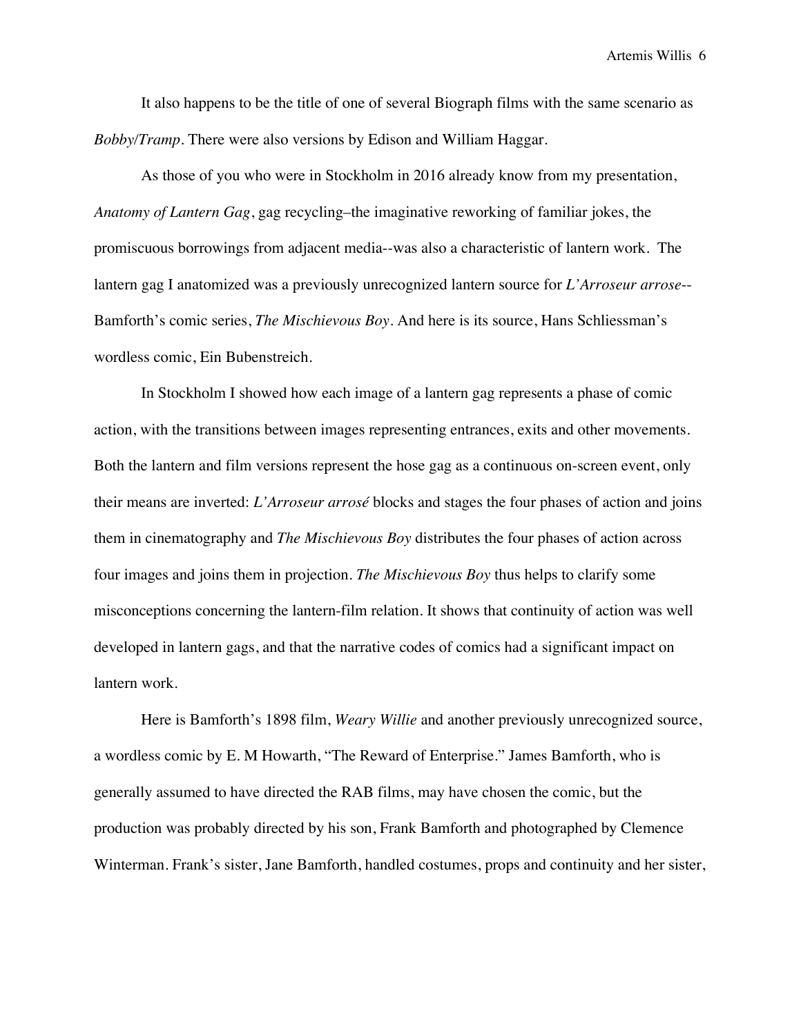It also happens to be the title of one of several Biograph films with the same scenario as *Bobby/Tramp*. There were also versions by Edison and William Haggar.

As those of you who were in Stockholm in 2016 already know from my presentation, *Anatomy of Lantern Gag*, gag recycling–the imaginative reworking of familiar jokes, the promiscuous borrowings from adjacent media--was also a characteristic of lantern work. The lantern gag I anatomized was a previously unrecognized lantern source for *L'Arroseur arrose*--Bamforth's comic series, *The Mischievous Boy*. And here is its source, Hans Schliessman's wordless comic, Ein Bubenstreich.

In Stockholm I showed how each image of a lantern gag represents a phase of comic action, with the transitions between images representing entrances, exits and other movements. Both the lantern and film versions represent the hose gag as a continuous on-screen event, only their means are inverted: *L'Arroseur arrosé* blocks and stages the four phases of action and joins them in cinematography and *The Mischievous Boy* distributes the four phases of action across four images and joins them in projection. *The Mischievous Boy* thus helps to clarify some misconceptions concerning the lantern-film relation. It shows that continuity of action was well developed in lantern gags, and that the narrative codes of comics had a significant impact on lantern work.

Here is Bamforth's 1898 film, *Weary Willie* and another previously unrecognized source, a wordless comic by E. M Howarth, "The Reward of Enterprise." James Bamforth, who is generally assumed to have directed the RAB films, may have chosen the comic, but the production was probably directed by his son, Frank Bamforth and photographed by Clemence Winterman. Frank's sister, Jane Bamforth, handled costumes, props and continuity and her sister,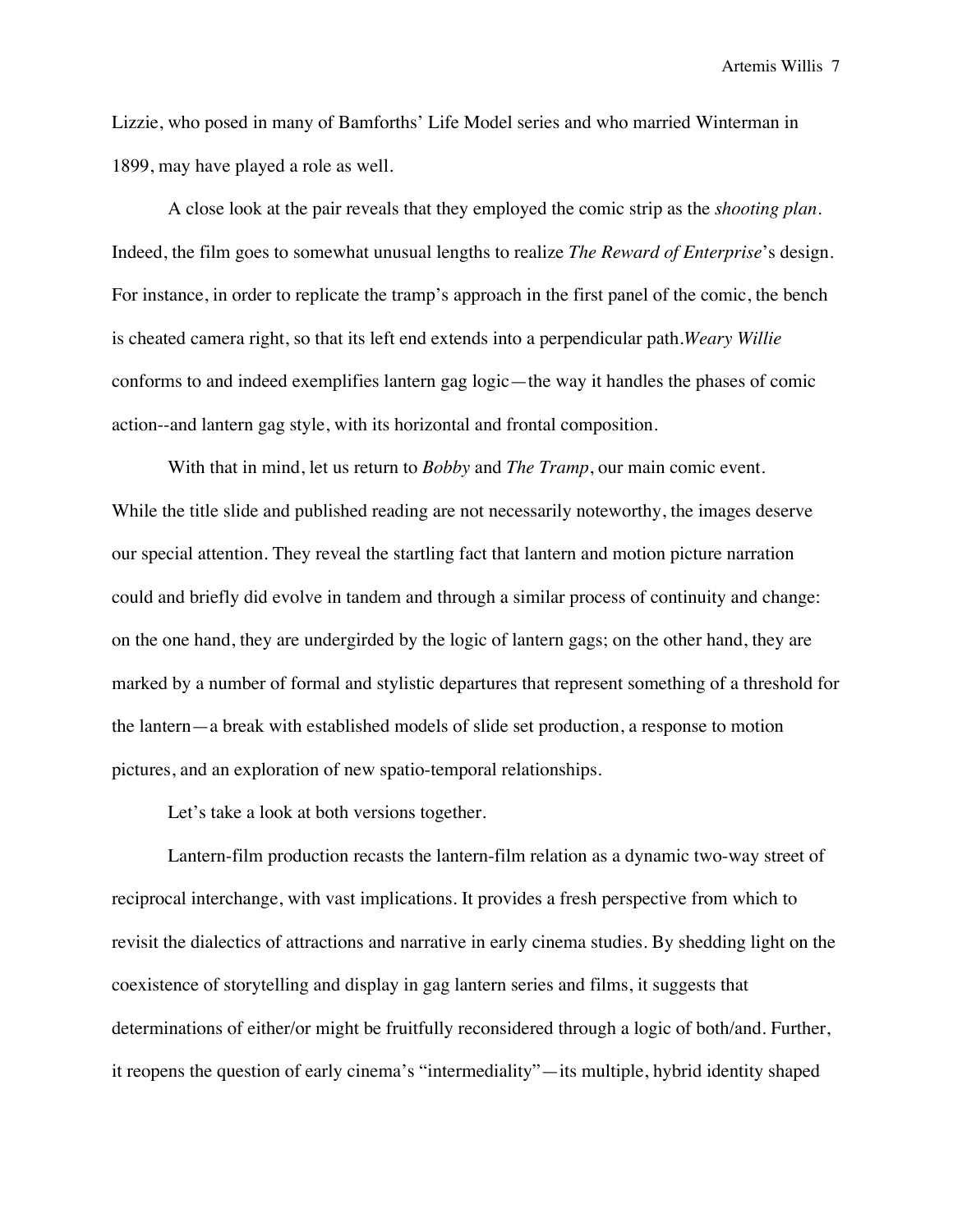Lizzie, who posed in many of Bamforths' Life Model series and who married Winterman in 1899, may have played a role as well.

A close look at the pair reveals that they employed the comic strip as the *shooting plan*. Indeed, the film goes to somewhat unusual lengths to realize *The Reward of Enterprise*'s design. For instance, in order to replicate the tramp's approach in the first panel of the comic, the bench is cheated camera right, so that its left end extends into a perpendicular path.*Weary Willie* conforms to and indeed exemplifies lantern gag logic—the way it handles the phases of comic action--and lantern gag style, with its horizontal and frontal composition.

With that in mind, let us return to *Bobby* and *The Tramp*, our main comic event. While the title slide and published reading are not necessarily noteworthy, the images deserve our special attention. They reveal the startling fact that lantern and motion picture narration could and briefly did evolve in tandem and through a similar process of continuity and change: on the one hand, they are undergirded by the logic of lantern gags; on the other hand, they are marked by a number of formal and stylistic departures that represent something of a threshold for the lantern—a break with established models of slide set production, a response to motion pictures, and an exploration of new spatio-temporal relationships.

Let's take a look at both versions together.

Lantern-film production recasts the lantern-film relation as a dynamic two-way street of reciprocal interchange, with vast implications. It provides a fresh perspective from which to revisit the dialectics of attractions and narrative in early cinema studies. By shedding light on the coexistence of storytelling and display in gag lantern series and films, it suggests that determinations of either/or might be fruitfully reconsidered through a logic of both/and. Further, it reopens the question of early cinema's "intermediality"—its multiple, hybrid identity shaped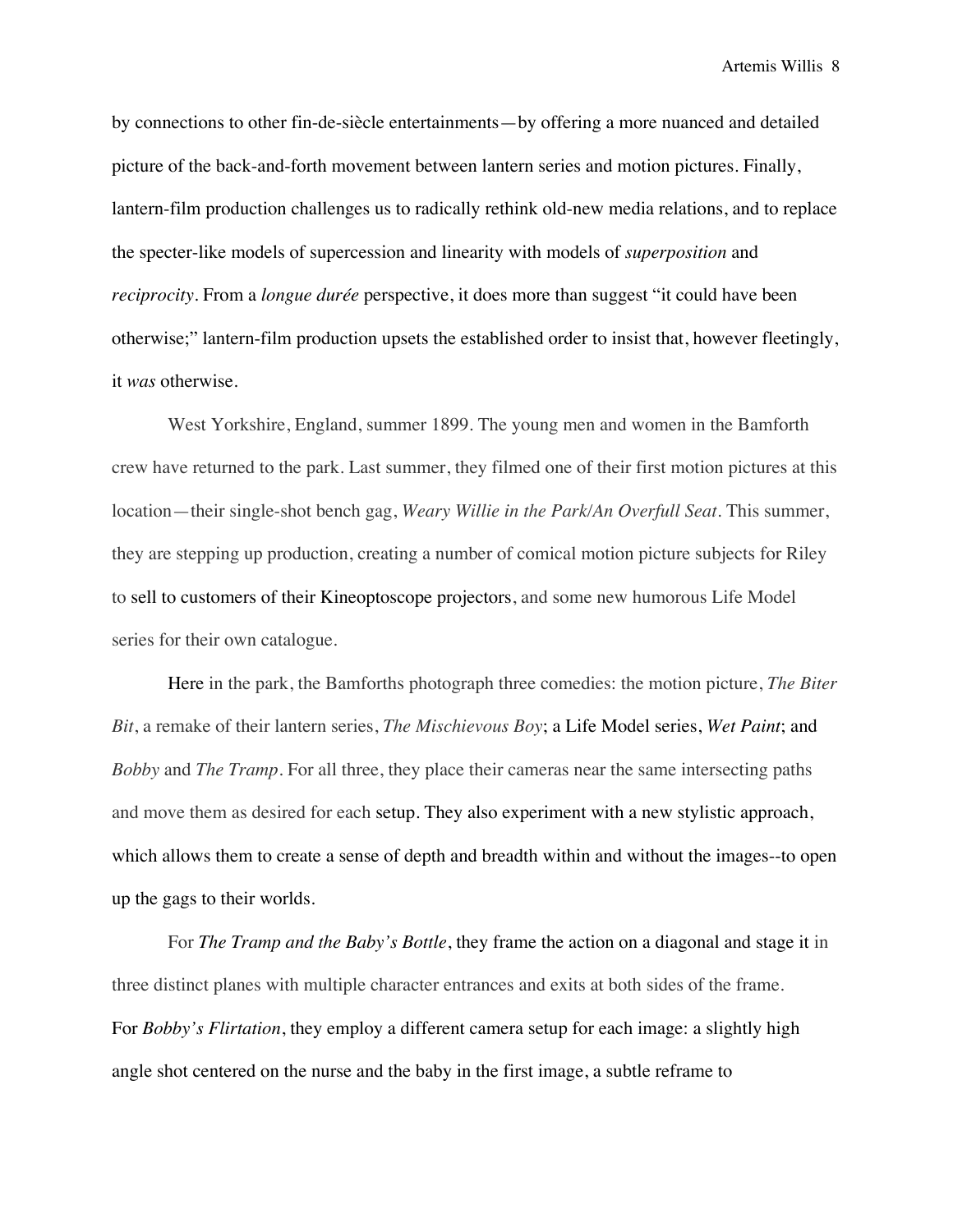by connections to other fin-de-siècle entertainments—by offering a more nuanced and detailed picture of the back-and-forth movement between lantern series and motion pictures. Finally, lantern-film production challenges us to radically rethink old-new media relations, and to replace the specter-like models of supercession and linearity with models of *superposition* and *reciprocity*. From a *longue durée* perspective, it does more than suggest "it could have been otherwise;" lantern-film production upsets the established order to insist that, however fleetingly, it *was* otherwise.

West Yorkshire, England, summer 1899. The young men and women in the Bamforth crew have returned to the park. Last summer, they filmed one of their first motion pictures at this location—their single-shot bench gag, *Weary Willie in the Park/An Overfull Seat*. This summer, they are stepping up production, creating a number of comical motion picture subjects for Riley to sell to customers of their Kineoptoscope projectors, and some new humorous Life Model series for their own catalogue.

Here in the park, the Bamforths photograph three comedies: the motion picture, *The Biter Bit*, a remake of their lantern series, *The Mischievous Boy*; a Life Model series, *Wet Paint*; and *Bobby* and *The Tramp*. For all three, they place their cameras near the same intersecting paths and move them as desired for each setup. They also experiment with a new stylistic approach, which allows them to create a sense of depth and breadth within and without the images--to open up the gags to their worlds.

For *The Tramp and the Baby's Bottle*, they frame the action on a diagonal and stage it in three distinct planes with multiple character entrances and exits at both sides of the frame. For *Bobby's Flirtation*, they employ a different camera setup for each image: a slightly high angle shot centered on the nurse and the baby in the first image, a subtle reframe to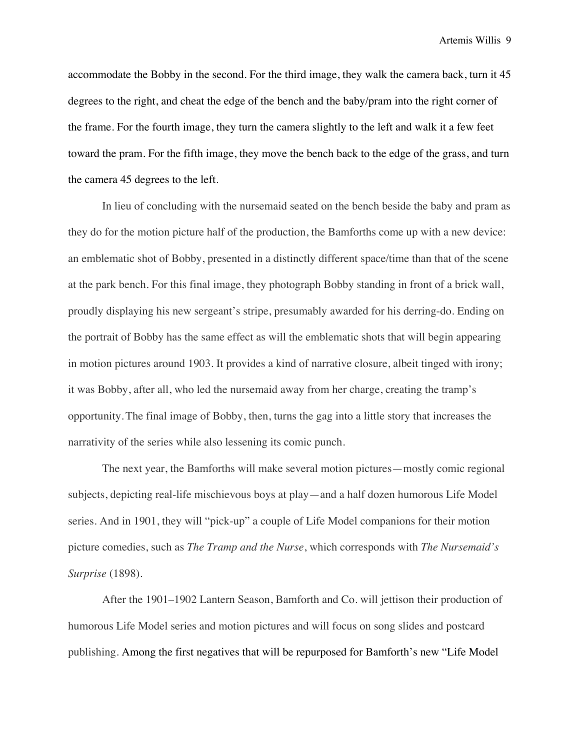accommodate the Bobby in the second. For the third image, they walk the camera back, turn it 45 degrees to the right, and cheat the edge of the bench and the baby/pram into the right corner of the frame. For the fourth image, they turn the camera slightly to the left and walk it a few feet toward the pram. For the fifth image, they move the bench back to the edge of the grass, and turn the camera 45 degrees to the left.

In lieu of concluding with the nursemaid seated on the bench beside the baby and pram as they do for the motion picture half of the production, the Bamforths come up with a new device: an emblematic shot of Bobby, presented in a distinctly different space/time than that of the scene at the park bench. For this final image, they photograph Bobby standing in front of a brick wall, proudly displaying his new sergeant's stripe, presumably awarded for his derring-do. Ending on the portrait of Bobby has the same effect as will the emblematic shots that will begin appearing in motion pictures around 1903. It provides a kind of narrative closure, albeit tinged with irony; it was Bobby, after all, who led the nursemaid away from her charge, creating the tramp's opportunity. The final image of Bobby, then, turns the gag into a little story that increases the narrativity of the series while also lessening its comic punch.

The next year, the Bamforths will make several motion pictures—mostly comic regional subjects, depicting real-life mischievous boys at play—and a half dozen humorous Life Model series. And in 1901, they will "pick-up" a couple of Life Model companions for their motion picture comedies, such as *The Tramp and the Nurse*, which corresponds with *The Nursemaid's Surprise* (1898).

After the 1901–1902 Lantern Season, Bamforth and Co. will jettison their production of humorous Life Model series and motion pictures and will focus on song slides and postcard publishing. Among the first negatives that will be repurposed for Bamforth's new "Life Model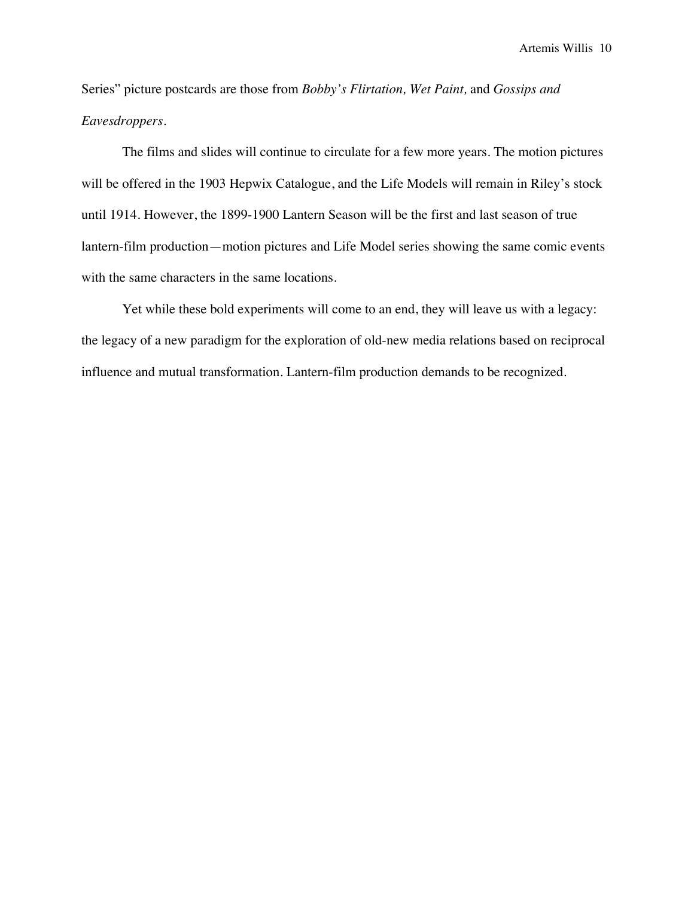Series" picture postcards are those from *Bobby's Flirtation, Wet Paint,* and *Gossips and Eavesdroppers*.

The films and slides will continue to circulate for a few more years. The motion pictures will be offered in the 1903 Hepwix Catalogue, and the Life Models will remain in Riley's stock until 1914. However, the 1899-1900 Lantern Season will be the first and last season of true lantern-film production—motion pictures and Life Model series showing the same comic events with the same characters in the same locations.

Yet while these bold experiments will come to an end, they will leave us with a legacy: the legacy of a new paradigm for the exploration of old-new media relations based on reciprocal influence and mutual transformation. Lantern-film production demands to be recognized.